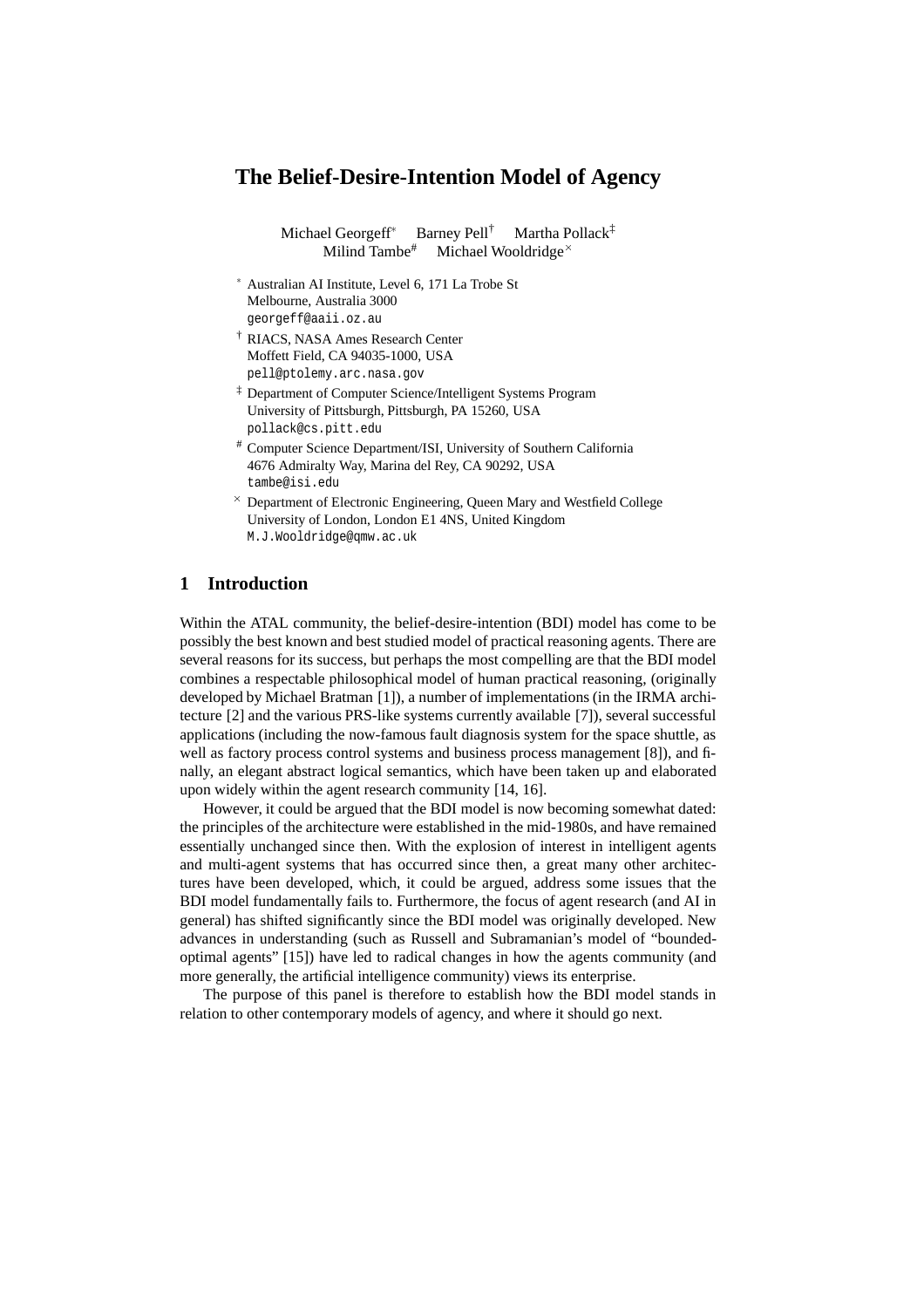# The Belief-Desire-Intention Model of Agency

Michael Georgeff[*] Barney Pell[†] Martha Pollack[‡]
Milind Tambe[#] Michael Wooldridge[×]

[*] Australian AI Institute, Level 6, 171 La Trobe St
Melbourne, Australia 3000
georgeff@aaii.oz.au

[†] RIACS, NASA Ames Research Center
Moffett Field, CA 94035-1000, USA
pell@ptolemy.arc.nasa.gov

[‡] Department of Computer Science/Intelligent Systems Program
University of Pittsburgh, Pittsburgh, PA 15260, USA
pollack@cs.pitt.edu

[#] Computer Science Department/ISI, University of Southern California
4676 Admiralty Way, Marina del Rey, CA 90292, USA
tambe@isi.edu

[×] Department of Electronic Engineering, Queen Mary and Westfield College
University of London, London E1 4NS, United Kingdom
M.J.Wooldridge@qmw.ac.uk

## 1 Introduction

Within the ATAL community, the belief-desire-intention (BDI) model has come to be possibly the best known and best studied model of practical reasoning agents. There are several reasons for its success, but perhaps the most compelling are that the BDI model combines a respectable philosophical model of human practical reasoning, (originally developed by Michael Bratman [1]), a number of implementations (in the IRMA architecture [2] and the various PRS-like systems currently available [7]), several successful applications (including the now-famous fault diagnosis system for the space shuttle, as well as factory process control systems and business process management [8]), and finally, an elegant abstract logical semantics, which have been taken up and elaborated upon widely within the agent research community [14, 16].

However, it could be argued that the BDI model is now becoming somewhat dated: the principles of the architecture were established in the mid-1980s, and have remained essentially unchanged since then. With the explosion of interest in intelligent agents and multi-agent systems that has occurred since then, a great many other architectures have been developed, which, it could be argued, address some issues that the BDI model fundamentally fails to. Furthermore, the focus of agent research (and AI in general) has shifted significantly since the BDI model was originally developed. New advances in understanding (such as Russell and Subramanian's model of "bounded-optimal agents" [15]) have led to radical changes in how the agents community (and more generally, the artificial intelligence community) views its enterprise.

The purpose of this panel is therefore to establish how the BDI model stands in relation to other contemporary models of agency, and where it should go next.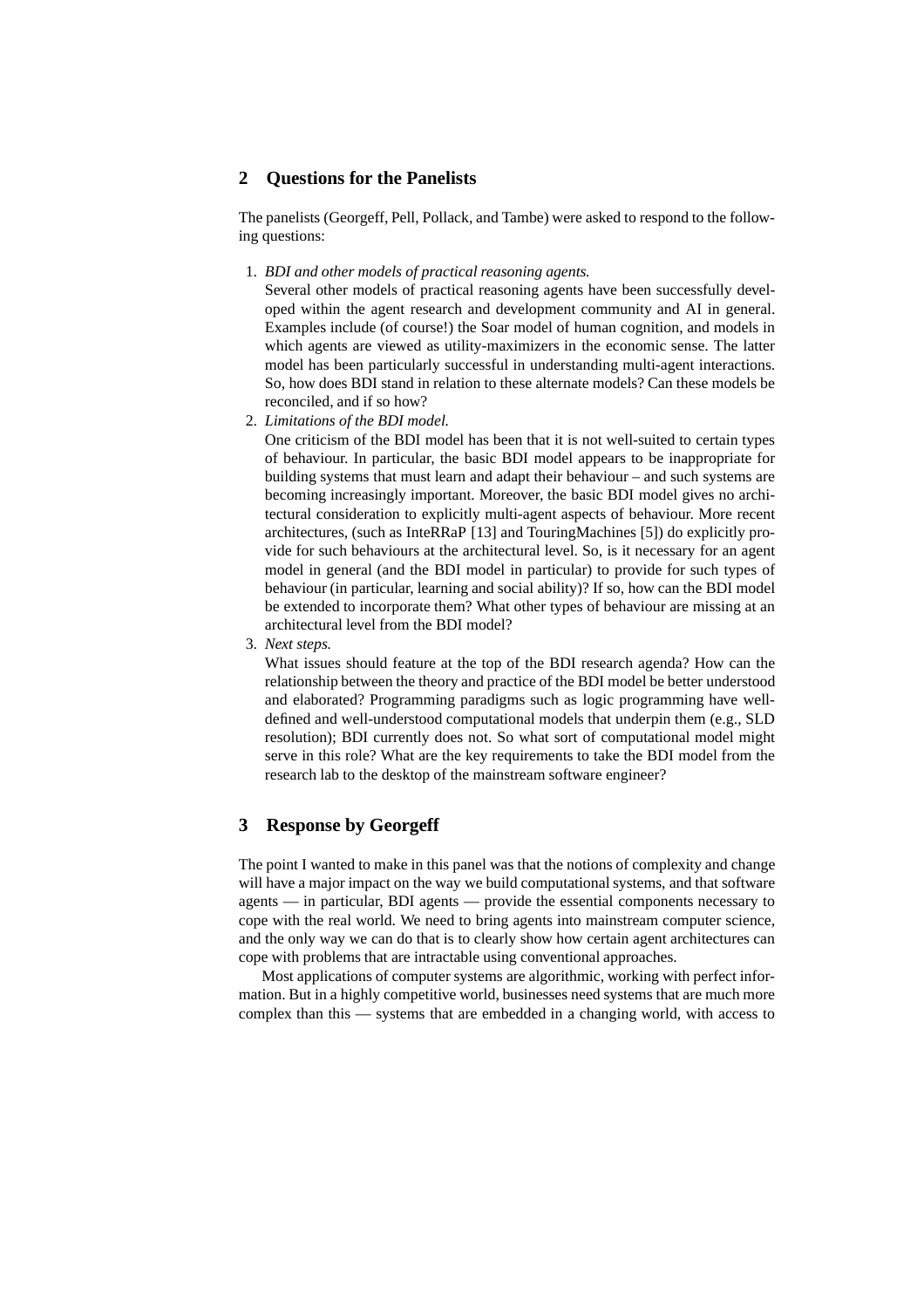## 2 Questions for the Panelists

The panelists (Georgeff, Pell, Pollack, and Tambe) were asked to respond to the following questions:

1. *BDI and other models of practical reasoning agents.*
   Several other models of practical reasoning agents have been successfully developed within the agent research and development community and AI in general. Examples include (of course!) the Soar model of human cognition, and models in which agents are viewed as utility-maximizers in the economic sense. The latter model has been particularly successful in understanding multi-agent interactions. So, how does BDI stand in relation to these alternate models? Can these models be reconciled, and if so how?
2. *Limitations of the BDI model.*
   One criticism of the BDI model has been that it is not well-suited to certain types of behaviour. In particular, the basic BDI model appears to be inappropriate for building systems that must learn and adapt their behaviour – and such systems are becoming increasingly important. Moreover, the basic BDI model gives no architectural consideration to explicitly multi-agent aspects of behaviour. More recent architectures, (such as InteRRaP [13] and TouringMachines [5]) do explicitly provide for such behaviours at the architectural level. So, is it necessary for an agent model in general (and the BDI model in particular) to provide for such types of behaviour (in particular, learning and social ability)? If so, how can the BDI model be extended to incorporate them? What other types of behaviour are missing at an architectural level from the BDI model?
3. *Next steps.*
   What issues should feature at the top of the BDI research agenda? How can the relationship between the theory and practice of the BDI model be better understood and elaborated? Programming paradigms such as logic programming have well-defined and well-understood computational models that underpin them (e.g., SLD resolution); BDI currently does not. So what sort of computational model might serve in this role? What are the key requirements to take the BDI model from the research lab to the desktop of the mainstream software engineer?

## 3 Response by Georgeff

The point I wanted to make in this panel was that the notions of complexity and change will have a major impact on the way we build computational systems, and that software agents — in particular, BDI agents — provide the essential components necessary to cope with the real world. We need to bring agents into mainstream computer science, and the only way we can do that is to clearly show how certain agent architectures can cope with problems that are intractable using conventional approaches.

Most applications of computer systems are algorithmic, working with perfect information. But in a highly competitive world, businesses need systems that are much more complex than this — systems that are embedded in a changing world, with access to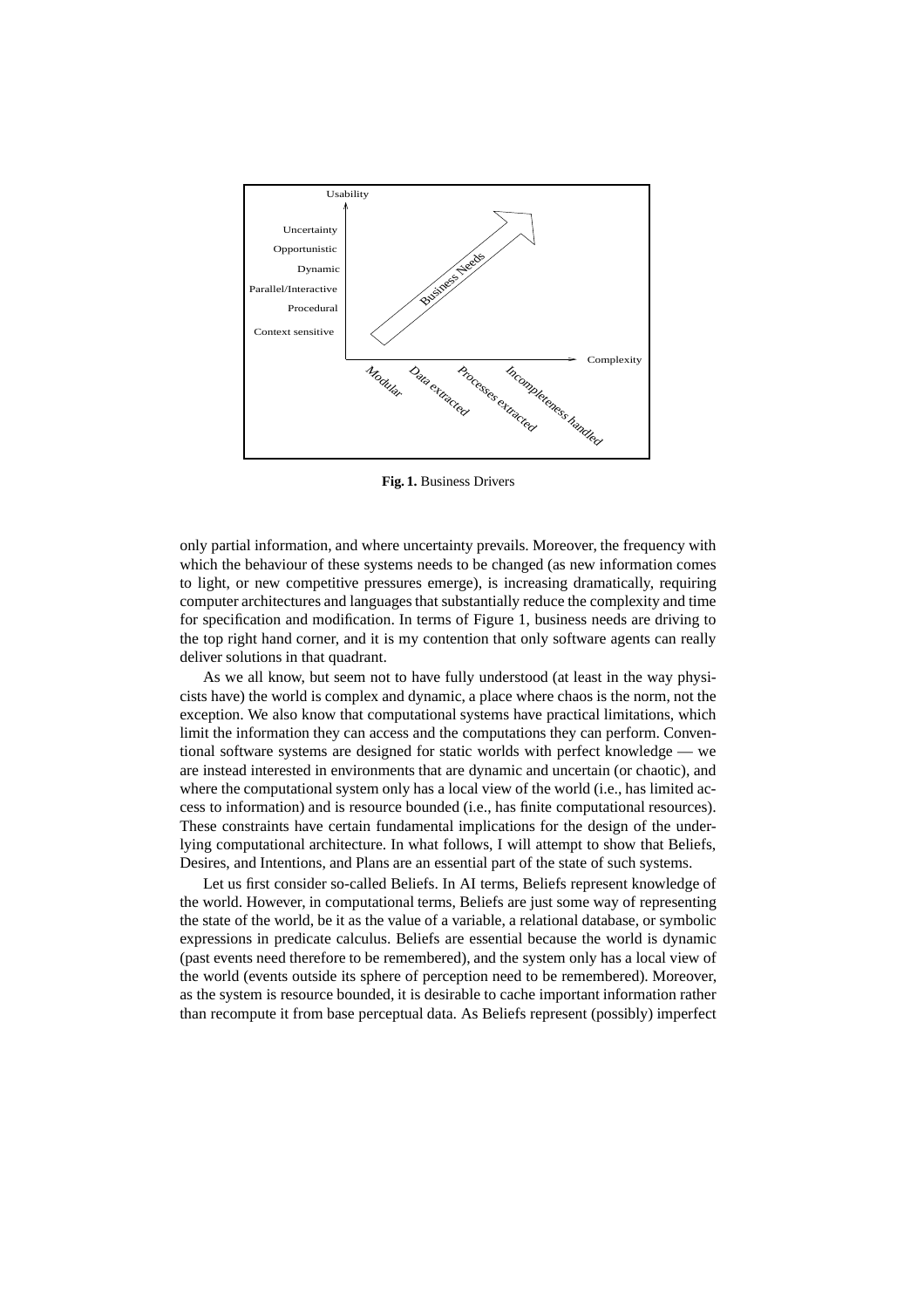Usability

Uncertainty

Opportunistic

Dynamic

Parallel/Interactive

Procedural

Context sensitive

Business Needs

Complexity

Modular

Data extracted

Processes extracted

Incompleteness handled

**Fig. 1.** Business Drivers

only partial information, and where uncertainty prevails. Moreover, the frequency with which the behaviour of these systems needs to be changed (as new information comes to light, or new competitive pressures emerge), is increasing dramatically, requiring computer architectures and languages that substantially reduce the complexity and time for specification and modification. In terms of Figure 1, business needs are driving to the top right hand corner, and it is my contention that only software agents can really deliver solutions in that quadrant.

As we all know, but seem not to have fully understood (at least in the way physicists have) the world is complex and dynamic, a place where chaos is the norm, not the exception. We also know that computational systems have practical limitations, which limit the information they can access and the computations they can perform. Conventional software systems are designed for static worlds with perfect knowledge — we are instead interested in environments that are dynamic and uncertain (or chaotic), and where the computational system only has a local view of the world (i.e., has limited access to information) and is resource bounded (i.e., has finite computational resources). These constraints have certain fundamental implications for the design of the underlying computational architecture. In what follows, I will attempt to show that Beliefs, Desires, and Intentions, and Plans are an essential part of the state of such systems.

Let us first consider so-called Beliefs. In AI terms, Beliefs represent knowledge of the world. However, in computational terms, Beliefs are just some way of representing the state of the world, be it as the value of a variable, a relational database, or symbolic expressions in predicate calculus. Beliefs are essential because the world is dynamic (past events need therefore to be remembered), and the system only has a local view of the world (events outside its sphere of perception need to be remembered). Moreover, as the system is resource bounded, it is desirable to cache important information rather than recompute it from base perceptual data. As Beliefs represent (possibly) imperfect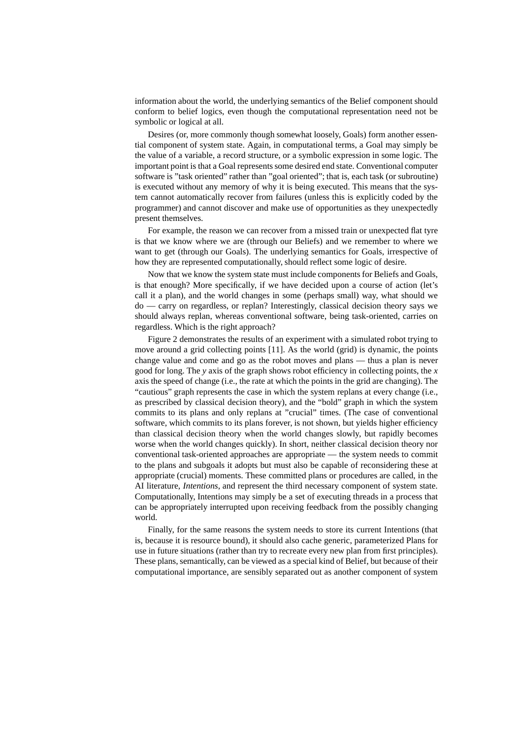information about the world, the underlying semantics of the Belief component should conform to belief logics, even though the computational representation need not be symbolic or logical at all.

Desires (or, more commonly though somewhat loosely, Goals) form another essential component of system state. Again, in computational terms, a Goal may simply be the value of a variable, a record structure, or a symbolic expression in some logic. The important point is that a Goal represents some desired end state. Conventional computer software is "task oriented" rather than "goal oriented"; that is, each task (or subroutine) is executed without any memory of why it is being executed. This means that the system cannot automatically recover from failures (unless this is explicitly coded by the programmer) and cannot discover and make use of opportunities as they unexpectedly present themselves.

For example, the reason we can recover from a missed train or unexpected flat tyre is that we know where we are (through our Beliefs) and we remember to where we want to get (through our Goals). The underlying semantics for Goals, irrespective of how they are represented computationally, should reflect some logic of desire.

Now that we know the system state must include components for Beliefs and Goals, is that enough? More specifically, if we have decided upon a course of action (let's call it a plan), and the world changes in some (perhaps small) way, what should we do — carry on regardless, or replan? Interestingly, classical decision theory says we should always replan, whereas conventional software, being task-oriented, carries on regardless. Which is the right approach?

Figure 2 demonstrates the results of an experiment with a simulated robot trying to move around a grid collecting points [11]. As the world (grid) is dynamic, the points change value and come and go as the robot moves and plans — thus a plan is never good for long. The *y* axis of the graph shows robot efficiency in collecting points, the *x* axis the speed of change (i.e., the rate at which the points in the grid are changing). The "cautious" graph represents the case in which the system replans at every change (i.e., as prescribed by classical decision theory), and the "bold" graph in which the system commits to its plans and only replans at "crucial" times. (The case of conventional software, which commits to its plans forever, is not shown, but yields higher efficiency than classical decision theory when the world changes slowly, but rapidly becomes worse when the world changes quickly). In short, neither classical decision theory nor conventional task-oriented approaches are appropriate — the system needs to commit to the plans and subgoals it adopts but must also be capable of reconsidering these at appropriate (crucial) moments. These committed plans or procedures are called, in the AI literature, *Intentions*, and represent the third necessary component of system state. Computationally, Intentions may simply be a set of executing threads in a process that can be appropriately interrupted upon receiving feedback from the possibly changing world.

Finally, for the same reasons the system needs to store its current Intentions (that is, because it is resource bound), it should also cache generic, parameterized Plans for use in future situations (rather than try to recreate every new plan from first principles). These plans, semantically, can be viewed as a special kind of Belief, but because of their computational importance, are sensibly separated out as another component of system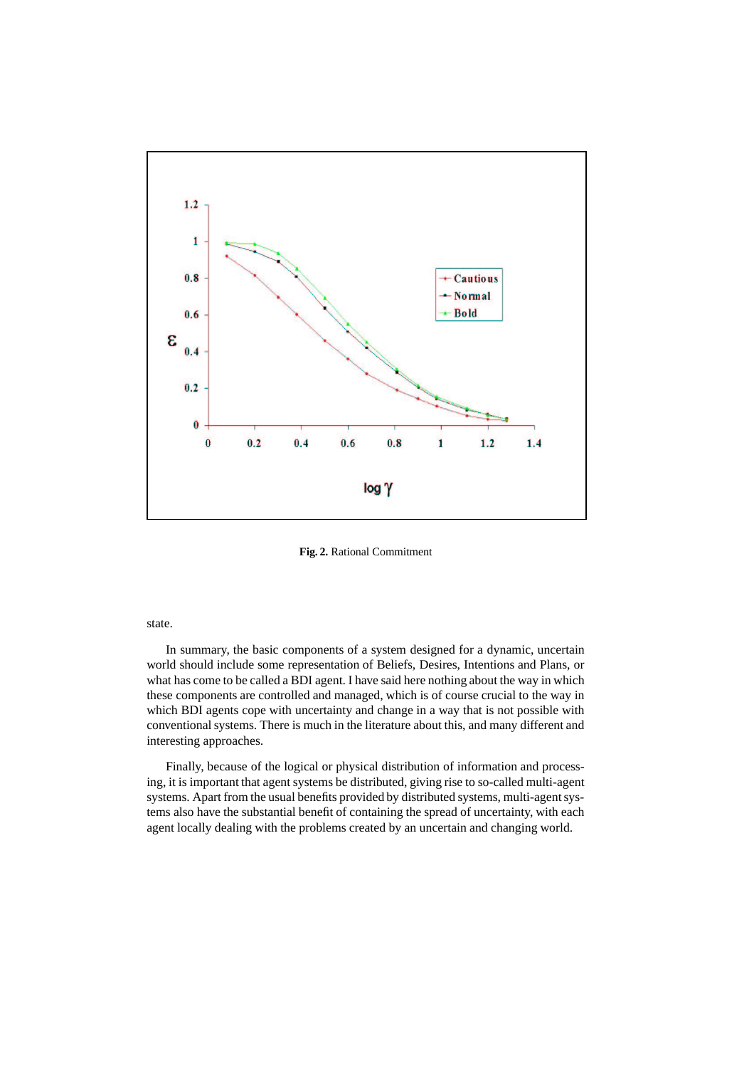1.2

1

0.8

0.6

ε

0.4

0.2

0

0 0.2 0.4 0.6 0.8 1 1.2 1.4

log γ

Cautious

Normal

Bold

**Fig. 2.** Rational Commitment

state.

In summary, the basic components of a system designed for a dynamic, uncertain world should include some representation of Beliefs, Desires, Intentions and Plans, or what has come to be called a BDI agent. I have said here nothing about the way in which these components are controlled and managed, which is of course crucial to the way in which BDI agents cope with uncertainty and change in a way that is not possible with conventional systems. There is much in the literature about this, and many different and interesting approaches.

Finally, because of the logical or physical distribution of information and processing, it is important that agent systems be distributed, giving rise to so-called multi-agent systems. Apart from the usual benefits provided by distributed systems, multi-agent systems also have the substantial benefit of containing the spread of uncertainty, with each agent locally dealing with the problems created by an uncertain and changing world.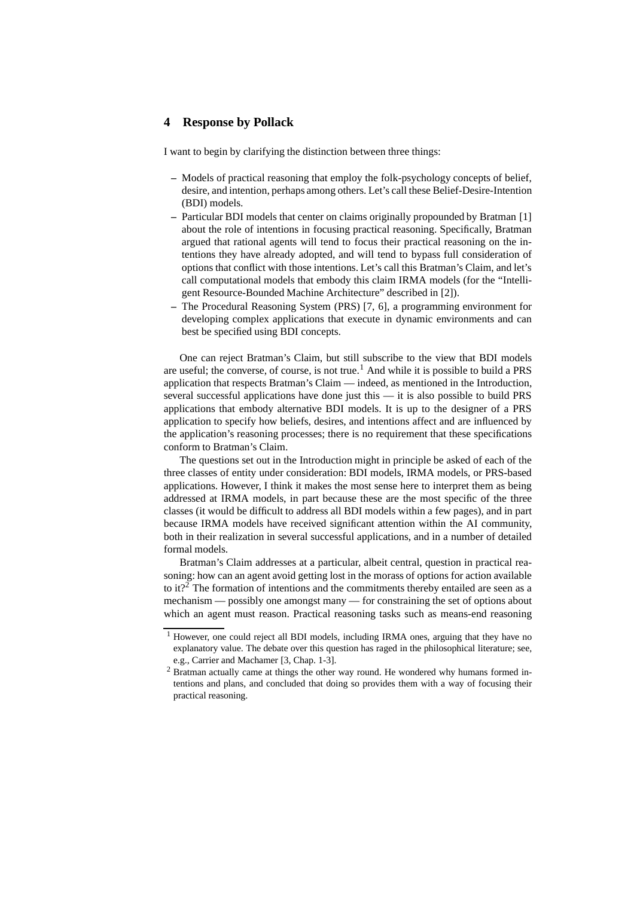## 4 Response by Pollack

I want to begin by clarifying the distinction between three things:

- Models of practical reasoning that employ the folk-psychology concepts of belief, desire, and intention, perhaps among others. Let's call these Belief-Desire-Intention (BDI) models.
- Particular BDI models that center on claims originally propounded by Bratman [1] about the role of intentions in focusing practical reasoning. Specifically, Bratman argued that rational agents will tend to focus their practical reasoning on the intentions they have already adopted, and will tend to bypass full consideration of options that conflict with those intentions. Let's call this Bratman's Claim, and let's call computational models that embody this claim IRMA models (for the "Intelligent Resource-Bounded Machine Architecture" described in [2]).
- The Procedural Reasoning System (PRS) [7, 6], a programming environment for developing complex applications that execute in dynamic environments and can best be specified using BDI concepts.

One can reject Bratman's Claim, but still subscribe to the view that BDI models are useful; the converse, of course, is not true.[1] And while it is possible to build a PRS application that respects Bratman's Claim — indeed, as mentioned in the Introduction, several successful applications have done just this — it is also possible to build PRS applications that embody alternative BDI models. It is up to the designer of a PRS application to specify how beliefs, desires, and intentions affect and are influenced by the application's reasoning processes; there is no requirement that these specifications conform to Bratman's Claim.

The questions set out in the Introduction might in principle be asked of each of the three classes of entity under consideration: BDI models, IRMA models, or PRS-based applications. However, I think it makes the most sense here to interpret them as being addressed at IRMA models, in part because these are the most specific of the three classes (it would be difficult to address all BDI models within a few pages), and in part because IRMA models have received significant attention within the AI community, both in their realization in several successful applications, and in a number of detailed formal models.

Bratman's Claim addresses at a particular, albeit central, question in practical reasoning: how can an agent avoid getting lost in the morass of options for action available to it?[2] The formation of intentions and the commitments thereby entailed are seen as a mechanism — possibly one amongst many — for constraining the set of options about which an agent must reason. Practical reasoning tasks such as means-end reasoning

[1] However, one could reject all BDI models, including IRMA ones, arguing that they have no explanatory value. The debate over this question has raged in the philosophical literature; see, e.g., Carrier and Machamer [3, Chap. 1-3].

[2] Bratman actually came at things the other way round. He wondered why humans formed intentions and plans, and concluded that doing so provides them with a way of focusing their practical reasoning.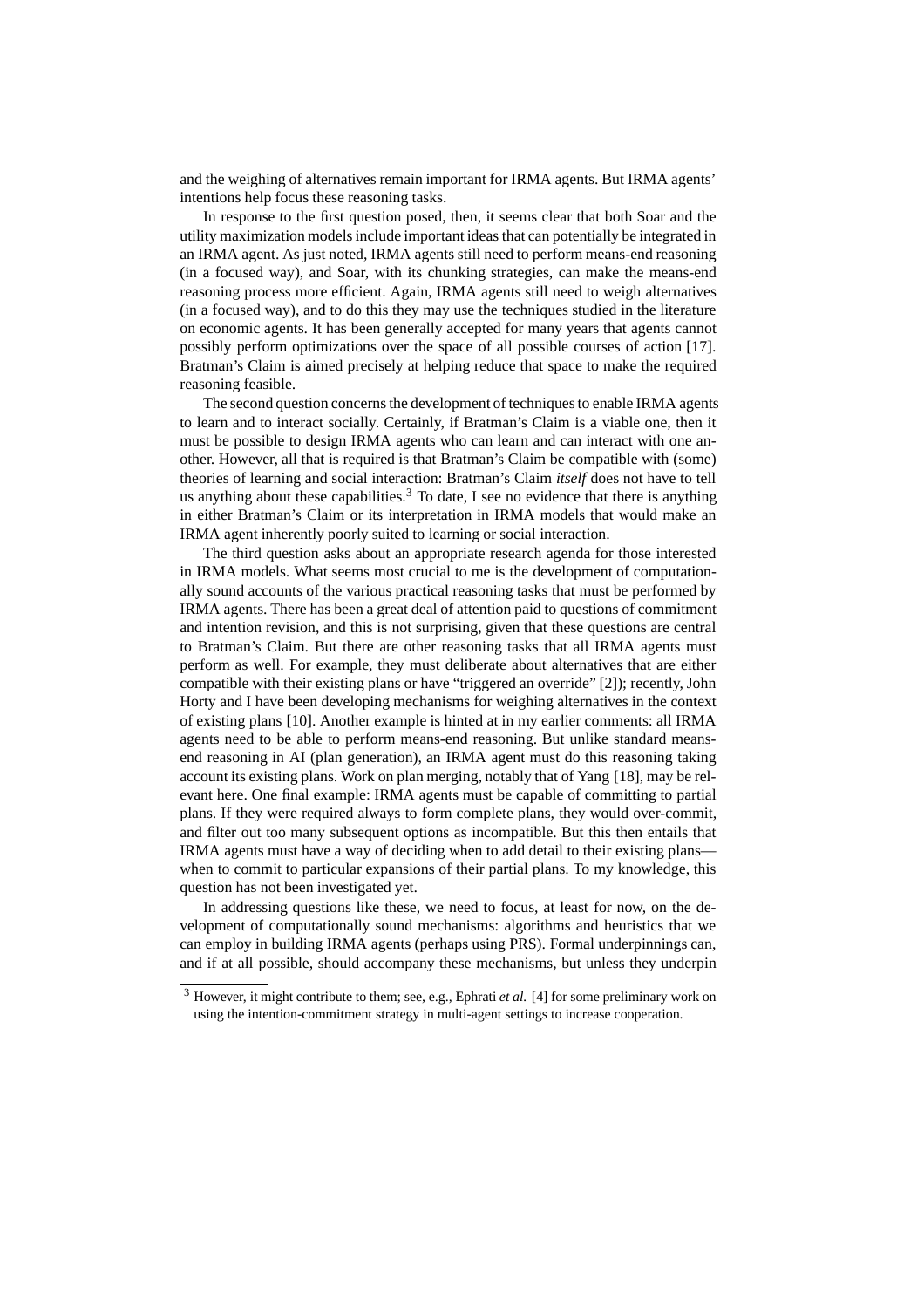and the weighing of alternatives remain important for IRMA agents. But IRMA agents' intentions help focus these reasoning tasks.

In response to the first question posed, then, it seems clear that both Soar and the utility maximization models include important ideas that can potentially be integrated in an IRMA agent. As just noted, IRMA agents still need to perform means-end reasoning (in a focused way), and Soar, with its chunking strategies, can make the means-end reasoning process more efficient. Again, IRMA agents still need to weigh alternatives (in a focused way), and to do this they may use the techniques studied in the literature on economic agents. It has been generally accepted for many years that agents cannot possibly perform optimizations over the space of all possible courses of action [17]. Bratman's Claim is aimed precisely at helping reduce that space to make the required reasoning feasible.

The second question concerns the development of techniques to enable IRMA agents to learn and to interact socially. Certainly, if Bratman's Claim is a viable one, then it must be possible to design IRMA agents who can learn and can interact with one another. However, all that is required is that Bratman's Claim be compatible with (some) theories of learning and social interaction: Bratman's Claim *itself* does not have to tell us anything about these capabilities.[3] To date, I see no evidence that there is anything in either Bratman's Claim or its interpretation in IRMA models that would make an IRMA agent inherently poorly suited to learning or social interaction.

The third question asks about an appropriate research agenda for those interested in IRMA models. What seems most crucial to me is the development of computationally sound accounts of the various practical reasoning tasks that must be performed by IRMA agents. There has been a great deal of attention paid to questions of commitment and intention revision, and this is not surprising, given that these questions are central to Bratman's Claim. But there are other reasoning tasks that all IRMA agents must perform as well. For example, they must deliberate about alternatives that are either compatible with their existing plans or have "triggered an override" [2]); recently, John Horty and I have been developing mechanisms for weighing alternatives in the context of existing plans [10]. Another example is hinted at in my earlier comments: all IRMA agents need to be able to perform means-end reasoning. But unlike standard means-end reasoning in AI (plan generation), an IRMA agent must do this reasoning taking account its existing plans. Work on plan merging, notably that of Yang [18], may be relevant here. One final example: IRMA agents must be capable of committing to partial plans. If they were required always to form complete plans, they would over-commit, and filter out too many subsequent options as incompatible. But this then entails that IRMA agents must have a way of deciding when to add detail to their existing plans—when to commit to particular expansions of their partial plans. To my knowledge, this question has not been investigated yet.

In addressing questions like these, we need to focus, at least for now, on the development of computationally sound mechanisms: algorithms and heuristics that we can employ in building IRMA agents (perhaps using PRS). Formal underpinnings can, and if at all possible, should accompany these mechanisms, but unless they underpin

[3] However, it might contribute to them; see, e.g., Ephrati *et al.* [4] for some preliminary work on using the intention-commitment strategy in multi-agent settings to increase cooperation.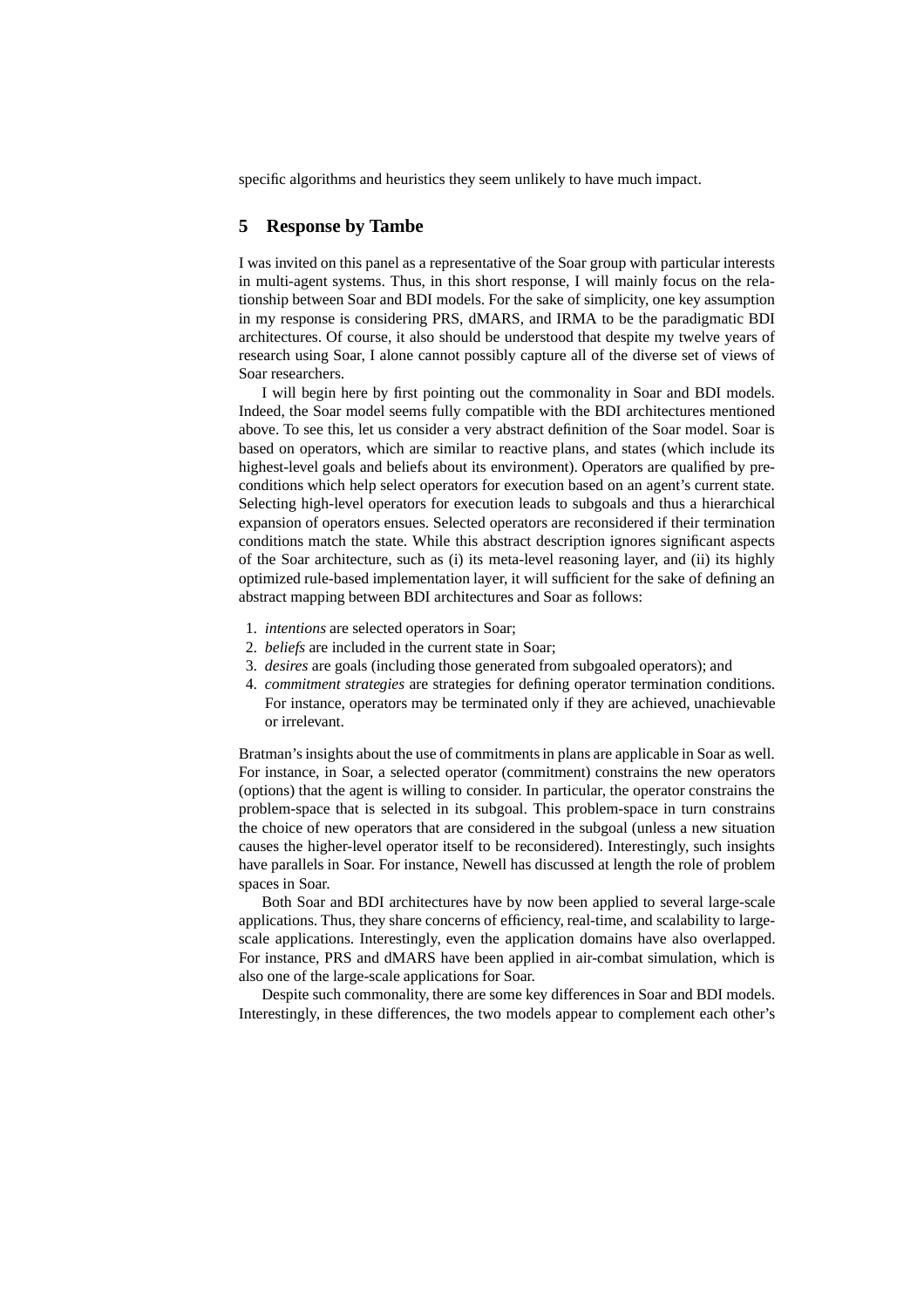specific algorithms and heuristics they seem unlikely to have much impact.

## 5 Response by Tambe

I was invited on this panel as a representative of the Soar group with particular interests in multi-agent systems. Thus, in this short response, I will mainly focus on the relationship between Soar and BDI models. For the sake of simplicity, one key assumption in my response is considering PRS, dMARS, and IRMA to be the paradigmatic BDI architectures. Of course, it also should be understood that despite my twelve years of research using Soar, I alone cannot possibly capture all of the diverse set of views of Soar researchers.

I will begin here by first pointing out the commonality in Soar and BDI models. Indeed, the Soar model seems fully compatible with the BDI architectures mentioned above. To see this, let us consider a very abstract definition of the Soar model. Soar is based on operators, which are similar to reactive plans, and states (which include its highest-level goals and beliefs about its environment). Operators are qualified by preconditions which help select operators for execution based on an agent's current state. Selecting high-level operators for execution leads to subgoals and thus a hierarchical expansion of operators ensues. Selected operators are reconsidered if their termination conditions match the state. While this abstract description ignores significant aspects of the Soar architecture, such as (i) its meta-level reasoning layer, and (ii) its highly optimized rule-based implementation layer, it will sufficient for the sake of defining an abstract mapping between BDI architectures and Soar as follows:

1. *intentions* are selected operators in Soar;
2. *beliefs* are included in the current state in Soar;
3. *desires* are goals (including those generated from subgoaled operators); and
4. *commitment strategies* are strategies for defining operator termination conditions. For instance, operators may be terminated only if they are achieved, unachievable or irrelevant.

Bratman's insights about the use of commitments in plans are applicable in Soar as well. For instance, in Soar, a selected operator (commitment) constrains the new operators (options) that the agent is willing to consider. In particular, the operator constrains the problem-space that is selected in its subgoal. This problem-space in turn constrains the choice of new operators that are considered in the subgoal (unless a new situation causes the higher-level operator itself to be reconsidered). Interestingly, such insights have parallels in Soar. For instance, Newell has discussed at length the role of problem spaces in Soar.

Both Soar and BDI architectures have by now been applied to several large-scale applications. Thus, they share concerns of efficiency, real-time, and scalability to large-scale applications. Interestingly, even the application domains have also overlapped. For instance, PRS and dMARS have been applied in air-combat simulation, which is also one of the large-scale applications for Soar.

Despite such commonality, there are some key differences in Soar and BDI models. Interestingly, in these differences, the two models appear to complement each other's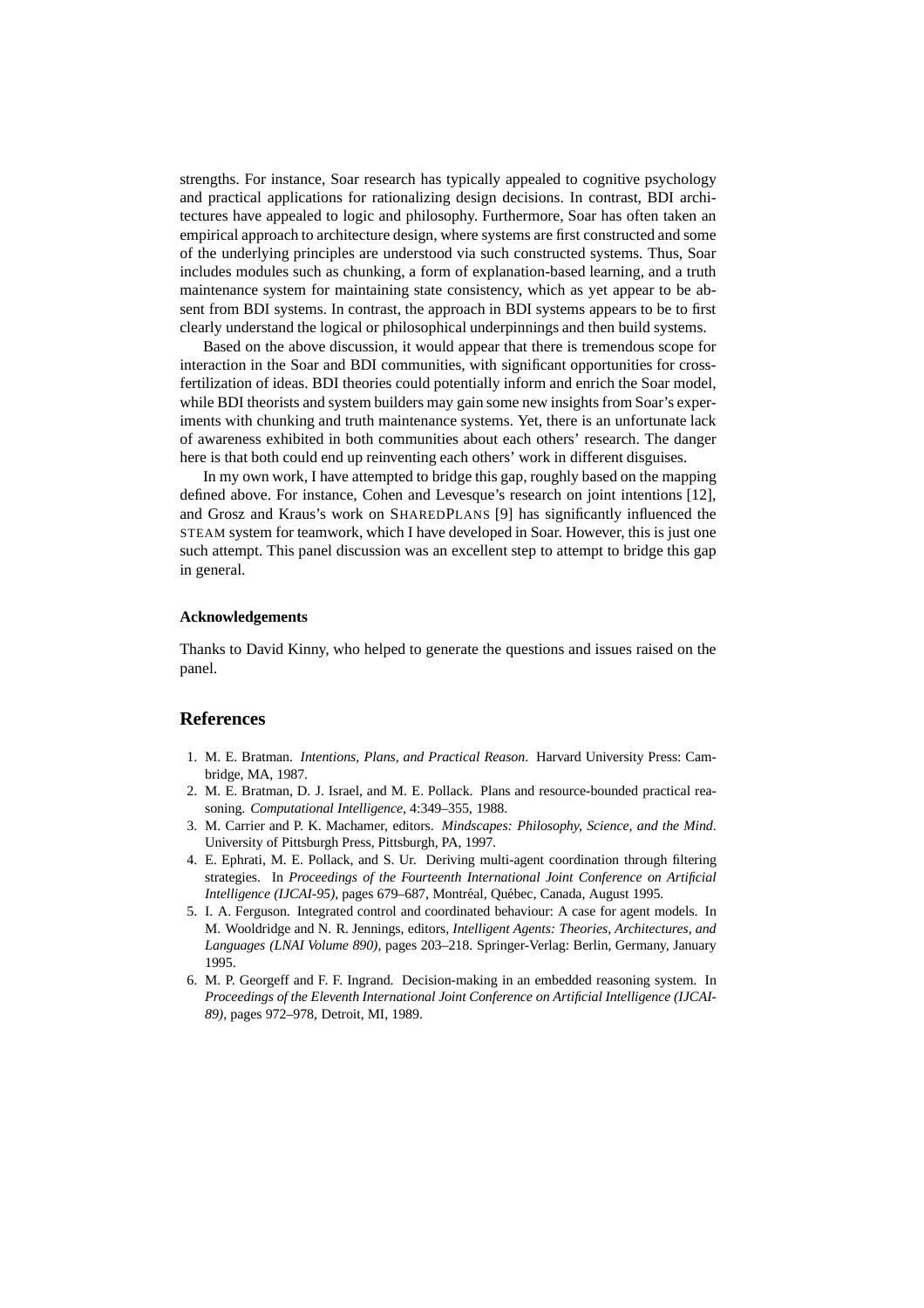strengths. For instance, Soar research has typically appealed to cognitive psychology and practical applications for rationalizing design decisions. In contrast, BDI architectures have appealed to logic and philosophy. Furthermore, Soar has often taken an empirical approach to architecture design, where systems are first constructed and some of the underlying principles are understood via such constructed systems. Thus, Soar includes modules such as chunking, a form of explanation-based learning, and a truth maintenance system for maintaining state consistency, which as yet appear to be absent from BDI systems. In contrast, the approach in BDI systems appears to be to first clearly understand the logical or philosophical underpinnings and then build systems.

Based on the above discussion, it would appear that there is tremendous scope for interaction in the Soar and BDI communities, with significant opportunities for cross-fertilization of ideas. BDI theories could potentially inform and enrich the Soar model, while BDI theorists and system builders may gain some new insights from Soar's experiments with chunking and truth maintenance systems. Yet, there is an unfortunate lack of awareness exhibited in both communities about each others' research. The danger here is that both could end up reinventing each others' work in different disguises.

In my own work, I have attempted to bridge this gap, roughly based on the mapping defined above. For instance, Cohen and Levesque's research on joint intentions [12], and Grosz and Kraus's work on SHAREDPLANS [9] has significantly influenced the STEAM system for teamwork, which I have developed in Soar. However, this is just one such attempt. This panel discussion was an excellent step to attempt to bridge this gap in general.

**Acknowledgements**

Thanks to David Kinny, who helped to generate the questions and issues raised on the panel.

## References

1. M. E. Bratman. *Intentions, Plans, and Practical Reason*. Harvard University Press: Cambridge, MA, 1987.
2. M. E. Bratman, D. J. Israel, and M. E. Pollack. Plans and resource-bounded practical reasoning. *Computational Intelligence*, 4:349–355, 1988.
3. M. Carrier and P. K. Machamer, editors. *Mindscapes: Philosophy, Science, and the Mind*. University of Pittsburgh Press, Pittsburgh, PA, 1997.
4. E. Ephrati, M. E. Pollack, and S. Ur. Deriving multi-agent coordination through filtering strategies. In *Proceedings of the Fourteenth International Joint Conference on Artificial Intelligence (IJCAI-95)*, pages 679–687, Montréal, Québec, Canada, August 1995.
5. I. A. Ferguson. Integrated control and coordinated behaviour: A case for agent models. In M. Wooldridge and N. R. Jennings, editors, *Intelligent Agents: Theories, Architectures, and Languages (LNAI Volume 890)*, pages 203–218. Springer-Verlag: Berlin, Germany, January 1995.
6. M. P. Georgeff and F. F. Ingrand. Decision-making in an embedded reasoning system. In *Proceedings of the Eleventh International Joint Conference on Artificial Intelligence (IJCAI-89)*, pages 972–978, Detroit, MI, 1989.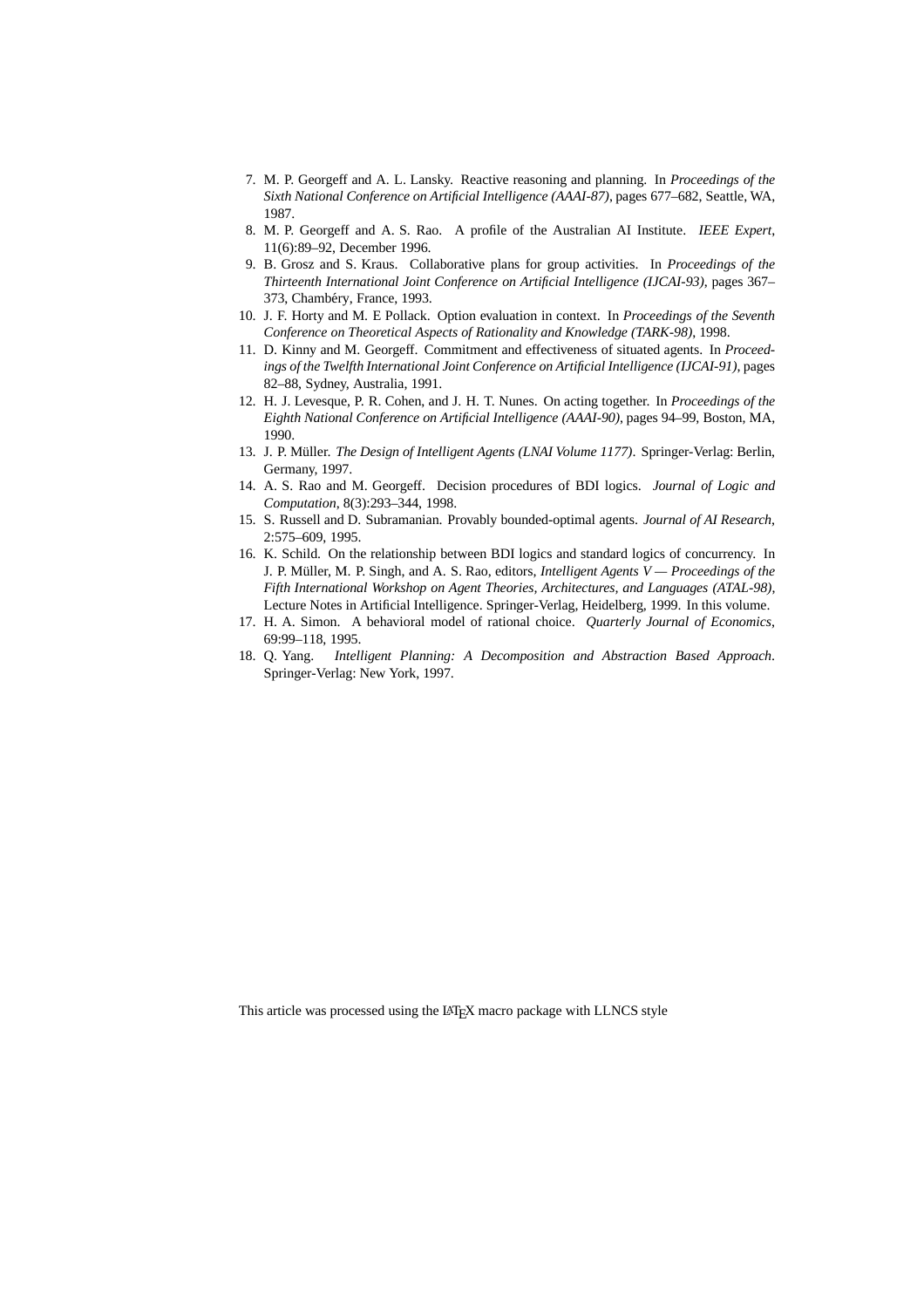7. M. P. Georgeff and A. L. Lansky. Reactive reasoning and planning. In *Proceedings of the Sixth National Conference on Artificial Intelligence (AAAI-87)*, pages 677–682, Seattle, WA, 1987.
8. M. P. Georgeff and A. S. Rao. A profile of the Australian AI Institute. *IEEE Expert*, 11(6):89–92, December 1996.
9. B. Grosz and S. Kraus. Collaborative plans for group activities. In *Proceedings of the Thirteenth International Joint Conference on Artificial Intelligence (IJCAI-93)*, pages 367–373, Chambéry, France, 1993.
10. J. F. Horty and M. E Pollack. Option evaluation in context. In *Proceedings of the Seventh Conference on Theoretical Aspects of Rationality and Knowledge (TARK-98)*, 1998.
11. D. Kinny and M. Georgeff. Commitment and effectiveness of situated agents. In *Proceedings of the Twelfth International Joint Conference on Artificial Intelligence (IJCAI-91)*, pages 82–88, Sydney, Australia, 1991.
12. H. J. Levesque, P. R. Cohen, and J. H. T. Nunes. On acting together. In *Proceedings of the Eighth National Conference on Artificial Intelligence (AAAI-90)*, pages 94–99, Boston, MA, 1990.
13. J. P. Müller. *The Design of Intelligent Agents (LNAI Volume 1177)*. Springer-Verlag: Berlin, Germany, 1997.
14. A. S. Rao and M. Georgeff. Decision procedures of BDI logics. *Journal of Logic and Computation*, 8(3):293–344, 1998.
15. S. Russell and D. Subramanian. Provably bounded-optimal agents. *Journal of AI Research*, 2:575–609, 1995.
16. K. Schild. On the relationship between BDI logics and standard logics of concurrency. In J. P. Müller, M. P. Singh, and A. S. Rao, editors, *Intelligent Agents V — Proceedings of the Fifth International Workshop on Agent Theories, Architectures, and Languages (ATAL-98)*, Lecture Notes in Artificial Intelligence. Springer-Verlag, Heidelberg, 1999. In this volume.
17. H. A. Simon. A behavioral model of rational choice. *Quarterly Journal of Economics*, 69:99–118, 1995.
18. Q. Yang. *Intelligent Planning: A Decomposition and Abstraction Based Approach*. Springer-Verlag: New York, 1997.

This article was processed using the LaTeX macro package with LLNCS style